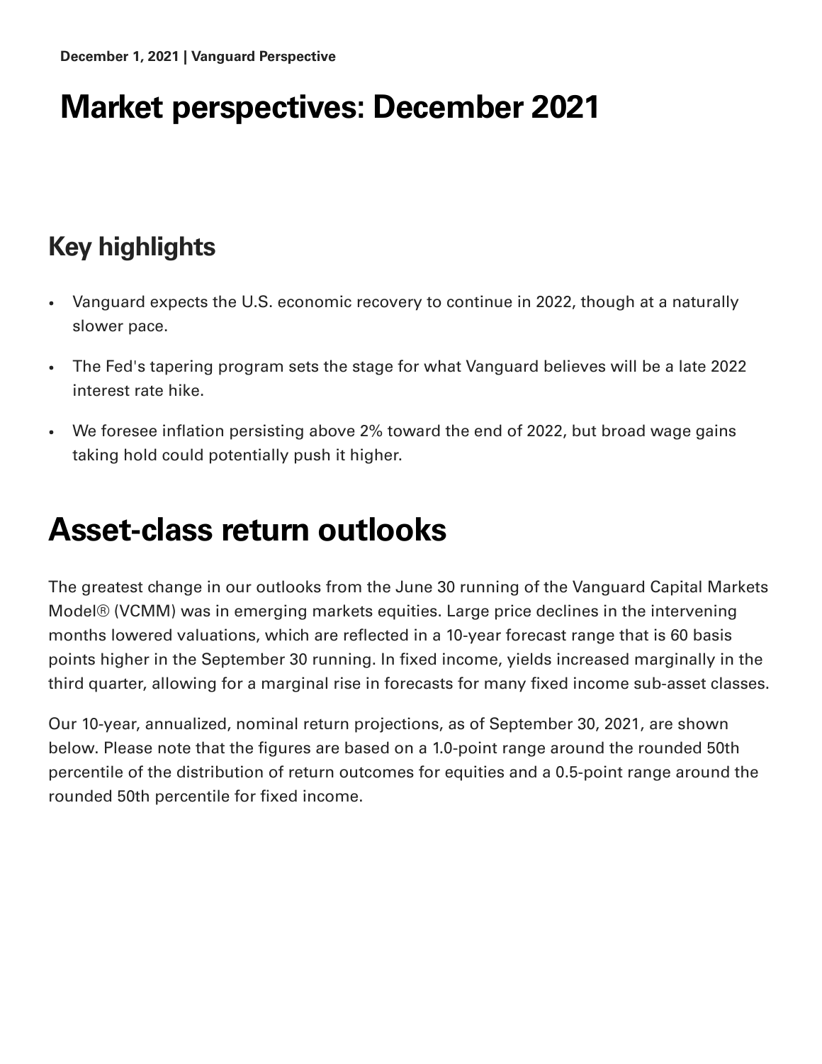**December 1, 2021 | Vanguard Perspective**

# Market perspectives: December 2021

## Key highlights

- Vanguard expects the U.S. economic recovery to continue in 2022, though at a naturally slower pace.
- The Fed's tapering program sets the stage for what Vanguard believes will be a late 2022 interest rate hike.
- We foresee inflation persisting above 2% toward the end of 2022, but broad wage gains taking hold could potentially push it higher.

# Asset-class return outlooks

The greatest change in our outlooks from the June 30 running of the Vanguard Capital Markets Model® (VCMM) was in emerging markets equities. Large price declines in the intervening months lowered valuations, which are reflected in a 10-year forecast range that is 60 basis points higher in the September 30 running. In fixed income, yields increased marginally in the third quarter, allowing for a marginal rise in forecasts for many fixed income sub-asset classes.

Our 10-year, annualized, nominal return projections, as of September 30, 2021, are shown below. Please note that the figures are based on a 1.0-point range around the rounded 50th percentile of the distribution of return outcomes for equities and a 0.5-point range around the rounded 50th percentile for fixed income.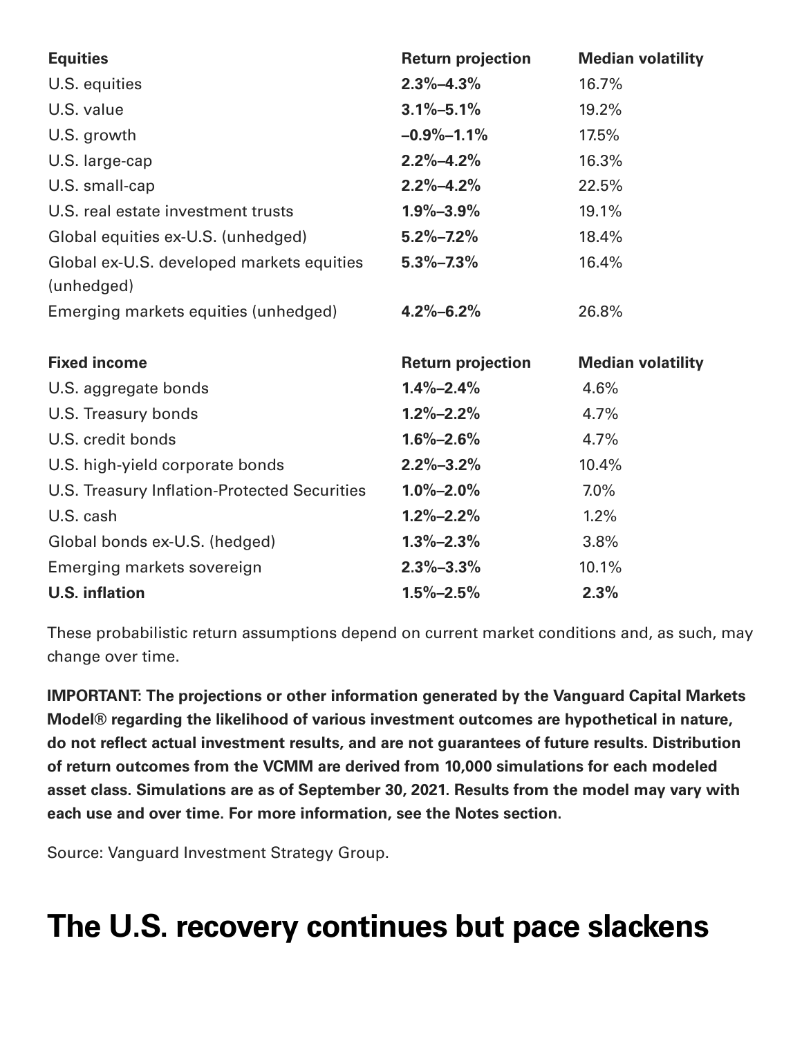| Equities | Return projection | Median volatility |
|---|---|---|
| U.S. equities | **2.3%–4.3%** | 16.7% |
| U.S. value | **3.1%–5.1%** | 19.2% |
| U.S. growth | **–0.9%–1.1%** | 17.5% |
| U.S. large-cap | **2.2%–4.2%** | 16.3% |
| U.S. small-cap | **2.2%–4.2%** | 22.5% |
| U.S. real estate investment trusts | **1.9%–3.9%** | 19.1% |
| Global equities ex-U.S. (unhedged) | **5.2%–7.2%** | 18.4% |
| Global ex-U.S. developed markets equities (unhedged) | **5.3%–7.3%** | 16.4% |
| Emerging markets equities (unhedged) | **4.2%–6.2%** | 26.8% |

| Fixed income | Return projection | Median volatility |
|---|---|---|
| U.S. aggregate bonds | **1.4%–2.4%** | 4.6% |
| U.S. Treasury bonds | **1.2%–2.2%** | 4.7% |
| U.S. credit bonds | **1.6%–2.6%** | 4.7% |
| U.S. high-yield corporate bonds | **2.2%–3.2%** | 10.4% |
| U.S. Treasury Inflation-Protected Securities | **1.0%–2.0%** | 7.0% |
| U.S. cash | **1.2%–2.2%** | 1.2% |
| Global bonds ex-U.S. (hedged) | **1.3%–2.3%** | 3.8% |
| Emerging markets sovereign | **2.3%–3.3%** | 10.1% |
| **U.S. inflation** | **1.5%–2.5%** | **2.3%** |

These probabilistic return assumptions depend on current market conditions and, as such, may change over time.

**IMPORTANT: The projections or other information generated by the Vanguard Capital Markets Model® regarding the likelihood of various investment outcomes are hypothetical in nature, do not reflect actual investment results, and are not guarantees of future results. Distribution of return outcomes from the VCMM are derived from 10,000 simulations for each modeled asset class. Simulations are as of September 30, 2021. Results from the model may vary with each use and over time. For more information, see the Notes section.**

Source: Vanguard Investment Strategy Group.

# The U.S. recovery continues but pace slackens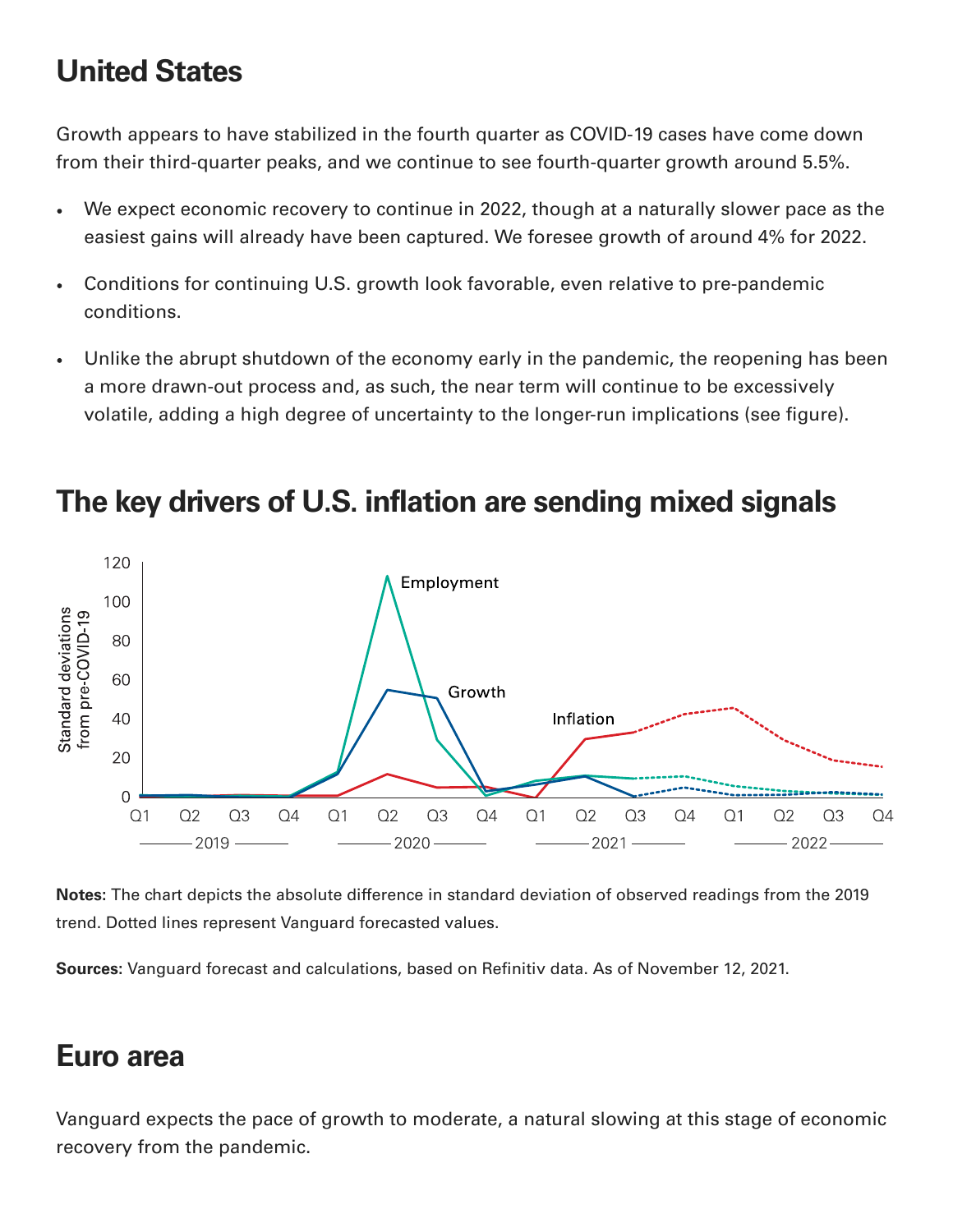## United States

Growth appears to have stabilized in the fourth quarter as COVID-19 cases have come down from their third-quarter peaks, and we continue to see fourth-quarter growth around 5.5%.

- We expect economic recovery to continue in 2022, though at a naturally slower pace as the easiest gains will already have been captured. We foresee growth of around 4% for 2022.
- Conditions for continuing U.S. growth look favorable, even relative to pre-pandemic conditions.
- Unlike the abrupt shutdown of the economy early in the pandemic, the reopening has been a more drawn-out process and, as such, the near term will continue to be excessively volatile, adding a high degree of uncertainty to the longer-run implications (see figure).

## The key drivers of U.S. inflation are sending mixed signals

**Notes:** The chart depicts the absolute difference in standard deviation of observed readings from the 2019 trend. Dotted lines represent Vanguard forecasted values.

**Sources:** Vanguard forecast and calculations, based on Refinitiv data. As of November 12, 2021.

## Euro area

Vanguard expects the pace of growth to moderate, a natural slowing at this stage of economic recovery from the pandemic.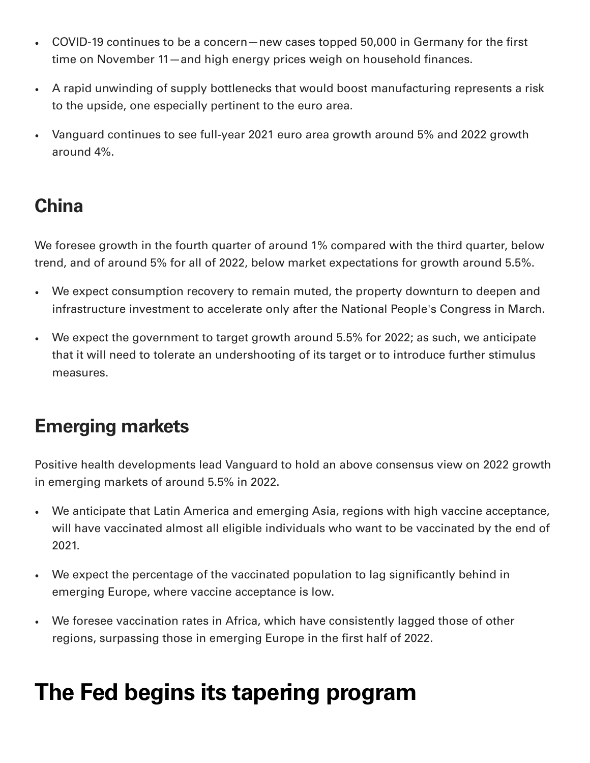- COVID-19 continues to be a concern—new cases topped 50,000 in Germany for the first time on November 11—and high energy prices weigh on household finances.
- A rapid unwinding of supply bottlenecks that would boost manufacturing represents a risk to the upside, one especially pertinent to the euro area.
- Vanguard continues to see full-year 2021 euro area growth around 5% and 2022 growth around 4%.

## China

We foresee growth in the fourth quarter of around 1% compared with the third quarter, below trend, and of around 5% for all of 2022, below market expectations for growth around 5.5%.

- We expect consumption recovery to remain muted, the property downturn to deepen and infrastructure investment to accelerate only after the National People's Congress in March.
- We expect the government to target growth around 5.5% for 2022; as such, we anticipate that it will need to tolerate an undershooting of its target or to introduce further stimulus measures.

## Emerging markets

Positive health developments lead Vanguard to hold an above consensus view on 2022 growth in emerging markets of around 5.5% in 2022.

- We anticipate that Latin America and emerging Asia, regions with high vaccine acceptance, will have vaccinated almost all eligible individuals who want to be vaccinated by the end of 2021.
- We expect the percentage of the vaccinated population to lag significantly behind in emerging Europe, where vaccine acceptance is low.
- We foresee vaccination rates in Africa, which have consistently lagged those of other regions, surpassing those in emerging Europe in the first half of 2022.

# The Fed begins its tapering program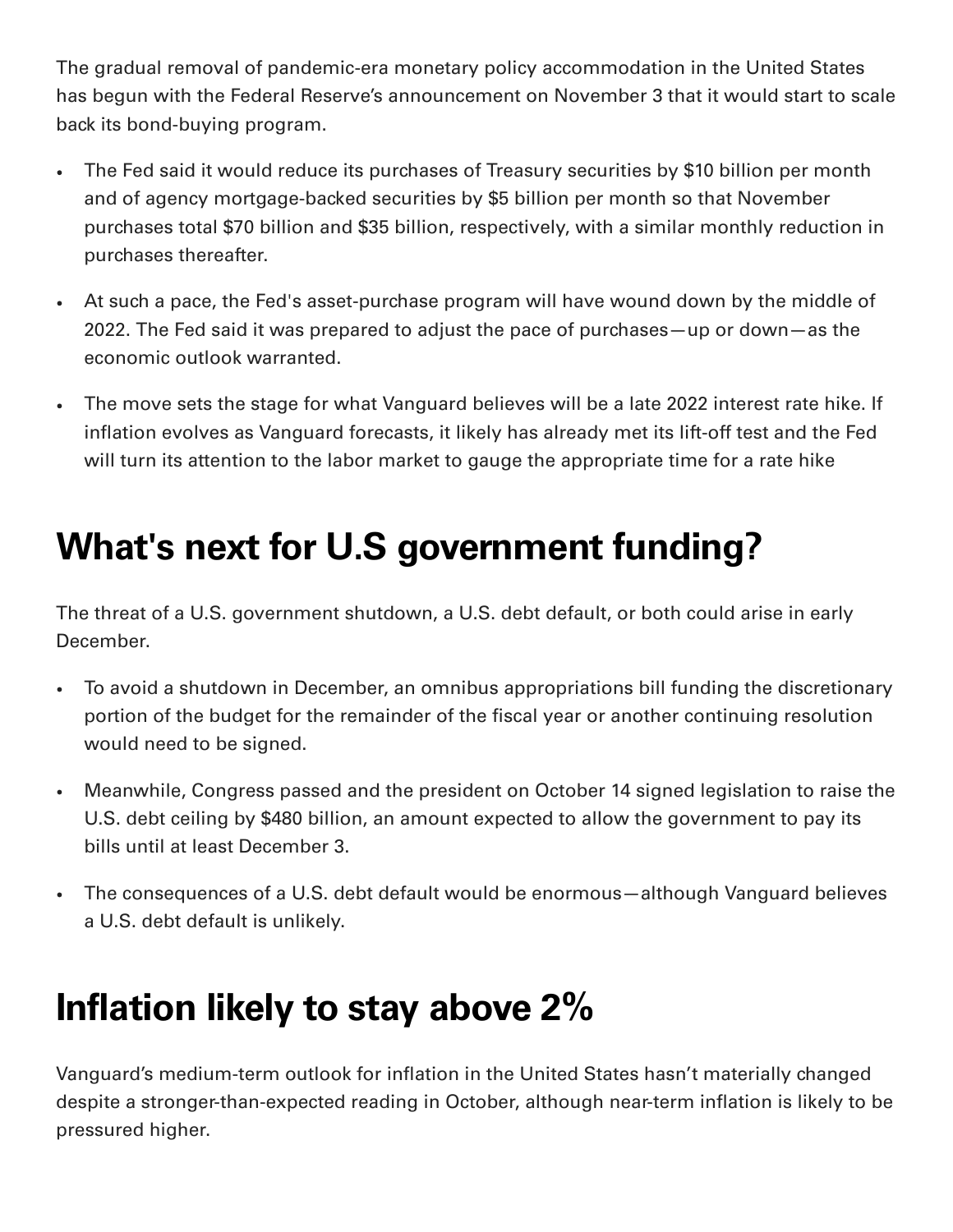The gradual removal of pandemic-era monetary policy accommodation in the United States has begun with the Federal Reserve's announcement on November 3 that it would start to scale back its bond-buying program.

- The Fed said it would reduce its purchases of Treasury securities by $10 billion per month and of agency mortgage-backed securities by $5 billion per month so that November purchases total $70 billion and $35 billion, respectively, with a similar monthly reduction in purchases thereafter.
- At such a pace, the Fed's asset-purchase program will have wound down by the middle of 2022. The Fed said it was prepared to adjust the pace of purchases—up or down—as the economic outlook warranted.
- The move sets the stage for what Vanguard believes will be a late 2022 interest rate hike. If inflation evolves as Vanguard forecasts, it likely has already met its lift-off test and the Fed will turn its attention to the labor market to gauge the appropriate time for a rate hike

## What's next for U.S government funding?

The threat of a U.S. government shutdown, a U.S. debt default, or both could arise in early December.

- To avoid a shutdown in December, an omnibus appropriations bill funding the discretionary portion of the budget for the remainder of the fiscal year or another continuing resolution would need to be signed.
- Meanwhile, Congress passed and the president on October 14 signed legislation to raise the U.S. debt ceiling by $480 billion, an amount expected to allow the government to pay its bills until at least December 3.
- The consequences of a U.S. debt default would be enormous—although Vanguard believes a U.S. debt default is unlikely.

## Inflation likely to stay above 2%

Vanguard's medium-term outlook for inflation in the United States hasn't materially changed despite a stronger-than-expected reading in October, although near-term inflation is likely to be pressured higher.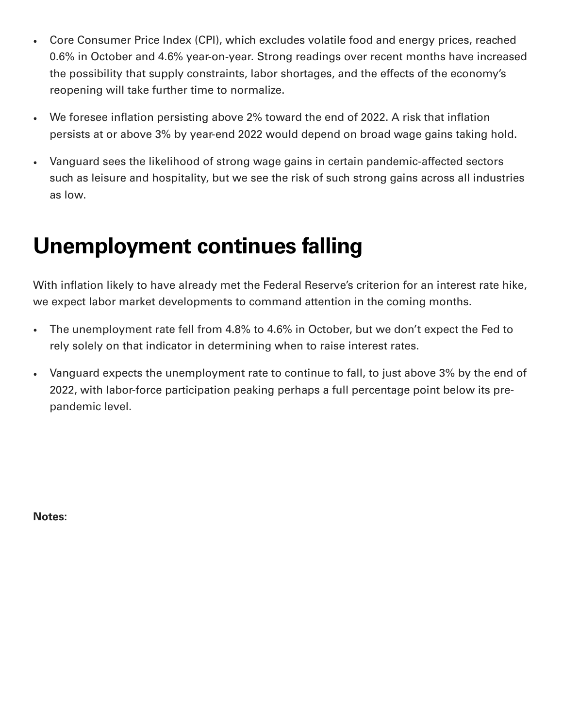- Core Consumer Price Index (CPI), which excludes volatile food and energy prices, reached 0.6% in October and 4.6% year-on-year. Strong readings over recent months have increased the possibility that supply constraints, labor shortages, and the effects of the economy's reopening will take further time to normalize.
- We foresee inflation persisting above 2% toward the end of 2022. A risk that inflation persists at or above 3% by year-end 2022 would depend on broad wage gains taking hold.
- Vanguard sees the likelihood of strong wage gains in certain pandemic-affected sectors such as leisure and hospitality, but we see the risk of such strong gains across all industries as low.

# Unemployment continues falling

With inflation likely to have already met the Federal Reserve's criterion for an interest rate hike, we expect labor market developments to command attention in the coming months.

- The unemployment rate fell from 4.8% to 4.6% in October, but we don't expect the Fed to rely solely on that indicator in determining when to raise interest rates.
- Vanguard expects the unemployment rate to continue to fall, to just above 3% by the end of 2022, with labor-force participation peaking perhaps a full percentage point below its pre-pandemic level.

**Notes:**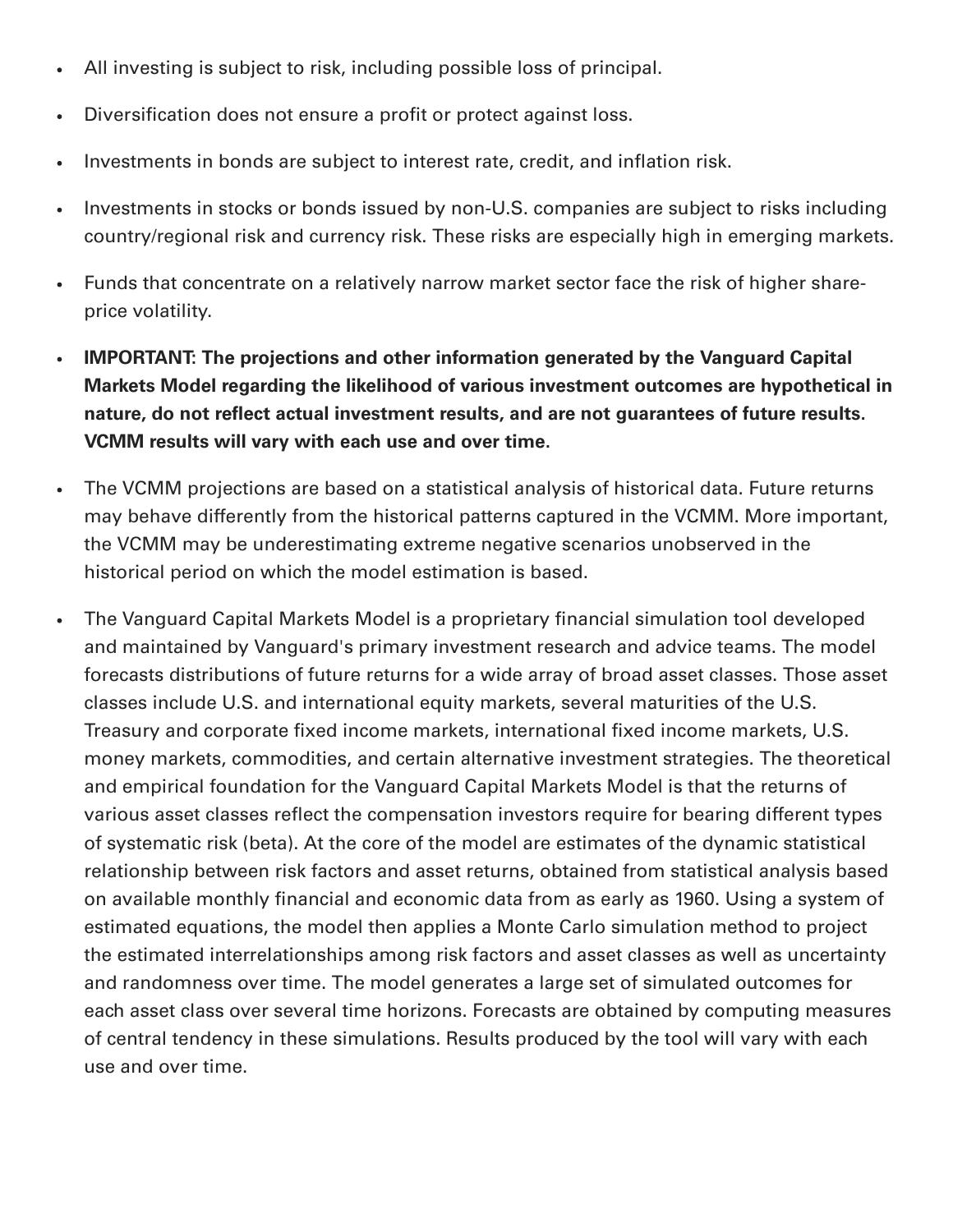- All investing is subject to risk, including possible loss of principal.
- Diversification does not ensure a profit or protect against loss.
- Investments in bonds are subject to interest rate, credit, and inflation risk.
- Investments in stocks or bonds issued by non-U.S. companies are subject to risks including country/regional risk and currency risk. These risks are especially high in emerging markets.
- Funds that concentrate on a relatively narrow market sector face the risk of higher share-price volatility.
- **IMPORTANT: The projections and other information generated by the Vanguard Capital Markets Model regarding the likelihood of various investment outcomes are hypothetical in nature, do not reflect actual investment results, and are not guarantees of future results. VCMM results will vary with each use and over time.**
- The VCMM projections are based on a statistical analysis of historical data. Future returns may behave differently from the historical patterns captured in the VCMM. More important, the VCMM may be underestimating extreme negative scenarios unobserved in the historical period on which the model estimation is based.
- The Vanguard Capital Markets Model is a proprietary financial simulation tool developed and maintained by Vanguard's primary investment research and advice teams. The model forecasts distributions of future returns for a wide array of broad asset classes. Those asset classes include U.S. and international equity markets, several maturities of the U.S. Treasury and corporate fixed income markets, international fixed income markets, U.S. money markets, commodities, and certain alternative investment strategies. The theoretical and empirical foundation for the Vanguard Capital Markets Model is that the returns of various asset classes reflect the compensation investors require for bearing different types of systematic risk (beta). At the core of the model are estimates of the dynamic statistical relationship between risk factors and asset returns, obtained from statistical analysis based on available monthly financial and economic data from as early as 1960. Using a system of estimated equations, the model then applies a Monte Carlo simulation method to project the estimated interrelationships among risk factors and asset classes as well as uncertainty and randomness over time. The model generates a large set of simulated outcomes for each asset class over several time horizons. Forecasts are obtained by computing measures of central tendency in these simulations. Results produced by the tool will vary with each use and over time.